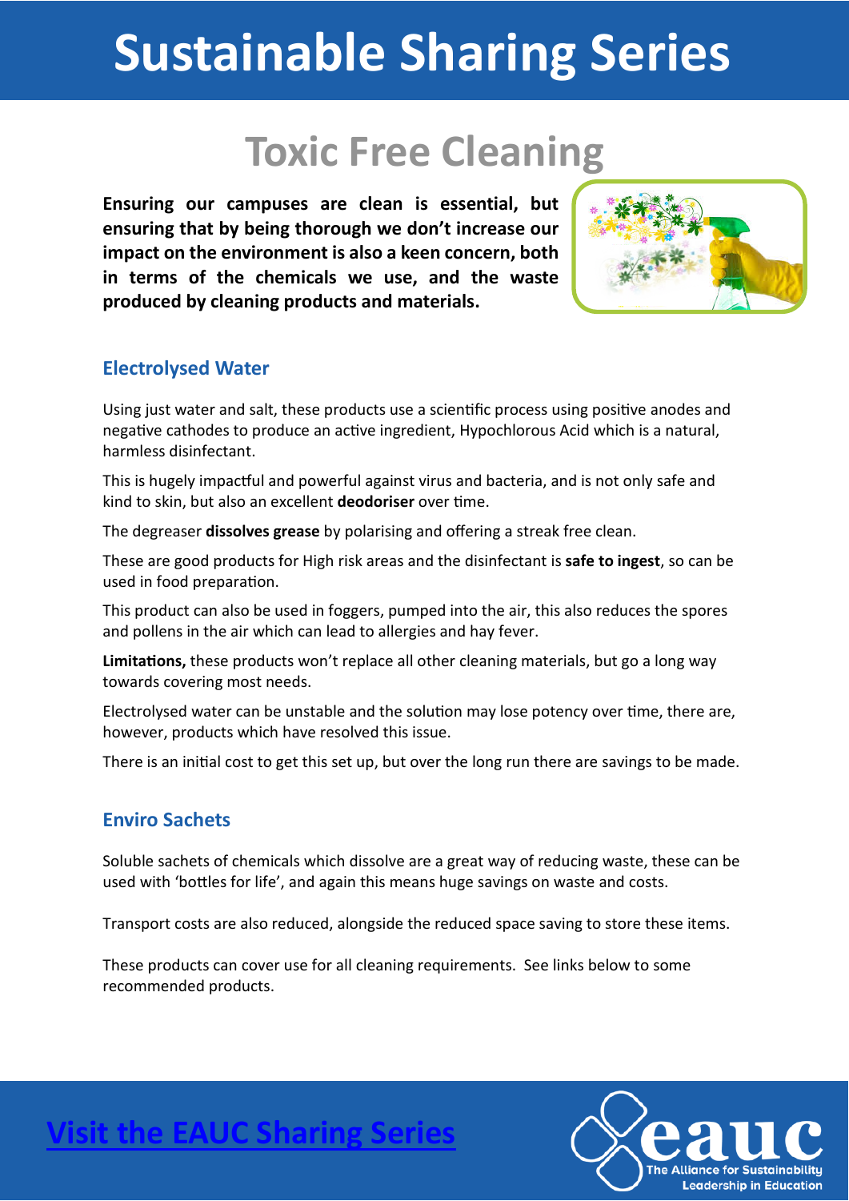# Sustainable Sharing Series

## Toxic Free Cleaning

**Ensuring our campuses are clean is essential, but ensuring that by being thorough we don't increase our impact on the environment is also a keen concern, both in terms of the chemicals we use, and the waste produced by cleaning products and materials.**

### Electrolysed Water

Using just water and salt, these products use a scientific process using positive anodes and negative cathodes to produce an active ingredient, Hypochlorous Acid which is a natural, harmless disinfectant.

This is hugely impactful and powerful against virus and bacteria, and is not only safe and kind to skin, but also an excellent **deodoriser** over time.

The degreaser **dissolves grease** by polarising and offering a streak free clean.

These are good products for High risk areas and the disinfectant is **safe to ingest**, so can be used in food preparation.

This product can also be used in foggers, pumped into the air, this also reduces the spores and pollens in the air which can lead to allergies and hay fever.

**Limitations,** these products won't replace all other cleaning materials, but go a long way towards covering most needs.

Electrolysed water can be unstable and the solution may lose potency over time, there are, however, products which have resolved this issue.

There is an initial cost to get this set up, but over the long run there are savings to be made.

### Enviro Sachets

Soluble sachets of chemicals which dissolve are a great way of reducing waste, these can be used with 'bottles for life', and again this means huge savings on waste and costs.

Transport costs are also reduced, alongside the reduced space saving to store these items.

These products can cover use for all cleaning requirements. See links below to some recommended products.

[Visit the EAUC Sharing Series]

eauc The Alliance for Sustainability Leadership in Education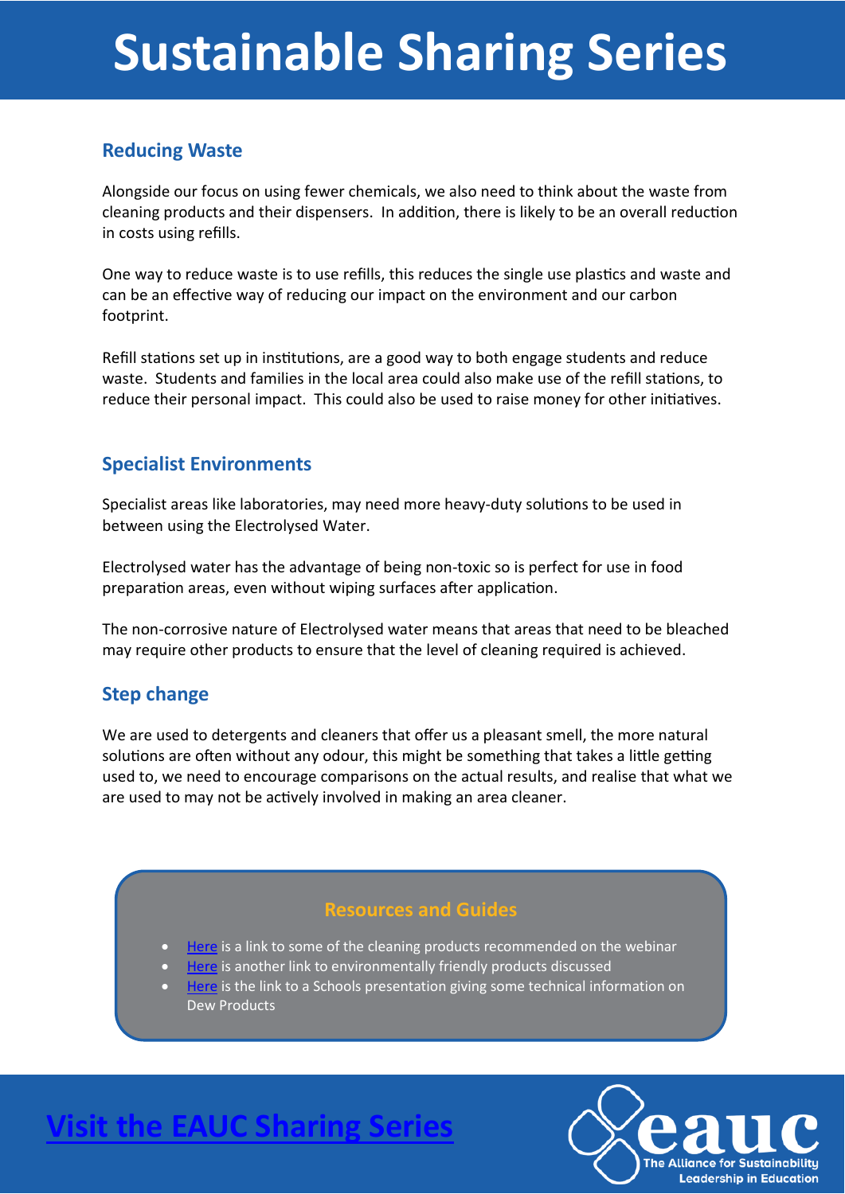# Sustainable Sharing Series

## Reducing Waste

Alongside our focus on using fewer chemicals, we also need to think about the waste from cleaning products and their dispensers. In addition, there is likely to be an overall reduction in costs using refills.

One way to reduce waste is to use refills, this reduces the single use plastics and waste and can be an effective way of reducing our impact on the environment and our carbon footprint.

Refill stations set up in institutions, are a good way to both engage students and reduce waste. Students and families in the local area could also make use of the refill stations, to reduce their personal impact. This could also be used to raise money for other initiatives.

## Specialist Environments

Specialist areas like laboratories, may need more heavy-duty solutions to be used in between using the Electrolysed Water.

Electrolysed water has the advantage of being non-toxic so is perfect for use in food preparation areas, even without wiping surfaces after application.

The non-corrosive nature of Electrolysed water means that areas that need to be bleached may require other products to ensure that the level of cleaning required is achieved.

## Step change

We are used to detergents and cleaners that offer us a pleasant smell, the more natural solutions are often without any odour, this might be something that takes a little getting used to, we need to encourage comparisons on the actual results, and realise that what we are used to may not be actively involved in making an area cleaner.

### Resources and Guides

- Here is a link to some of the cleaning products recommended on the webinar
- Here is another link to environmentally friendly products discussed
- Here is the link to a Schools presentation giving some technical information on Dew Products

**Visit the EAUC Sharing Series**

eauc – The Alliance for Sustainability Leadership in Education